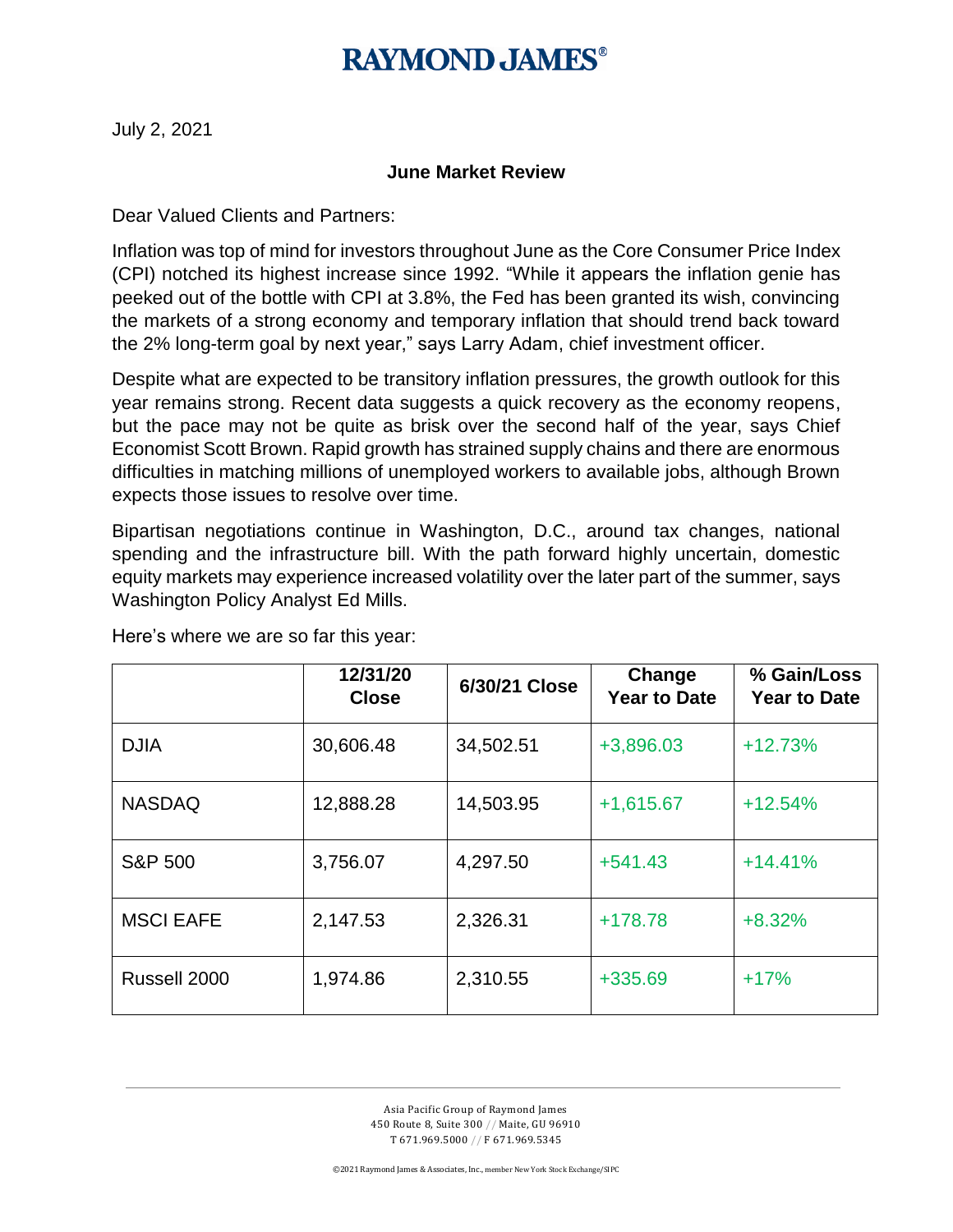# RAYMOND JAMES®

July 2, 2021

## June Market Review

Dear Valued Clients and Partners:

Inflation was top of mind for investors throughout June as the Core Consumer Price Index (CPI) notched its highest increase since 1992. "While it appears the inflation genie has peeked out of the bottle with CPI at 3.8%, the Fed has been granted its wish, convincing the markets of a strong economy and temporary inflation that should trend back toward the 2% long-term goal by next year," says Larry Adam, chief investment officer.

Despite what are expected to be transitory inflation pressures, the growth outlook for this year remains strong. Recent data suggests a quick recovery as the economy reopens, but the pace may not be quite as brisk over the second half of the year, says Chief Economist Scott Brown. Rapid growth has strained supply chains and there are enormous difficulties in matching millions of unemployed workers to available jobs, although Brown expects those issues to resolve over time.

Bipartisan negotiations continue in Washington, D.C., around tax changes, national spending and the infrastructure bill. With the path forward highly uncertain, domestic equity markets may experience increased volatility over the later part of the summer, says Washington Policy Analyst Ed Mills.

Here's where we are so far this year:

| | 12/31/20 Close | 6/30/21 Close | Change Year to Date | % Gain/Loss Year to Date |
|---|---|---|---|---|
| DJIA | 30,606.48 | 34,502.51 | +3,896.03 | +12.73% |
| NASDAQ | 12,888.28 | 14,503.95 | +1,615.67 | +12.54% |
| S&P 500 | 3,756.07 | 4,297.50 | +541.43 | +14.41% |
| MSCI EAFE | 2,147.53 | 2,326.31 | +178.78 | +8.32% |
| Russell 2000 | 1,974.86 | 2,310.55 | +335.69 | +17% |

Asia Pacific Group of Raymond James
450 Route 8, Suite 300 // Maite, GU 96910
T 671.969.5000 // F 671.969.5345

©2021 Raymond James & Associates, Inc., member New York Stock Exchange/SIPC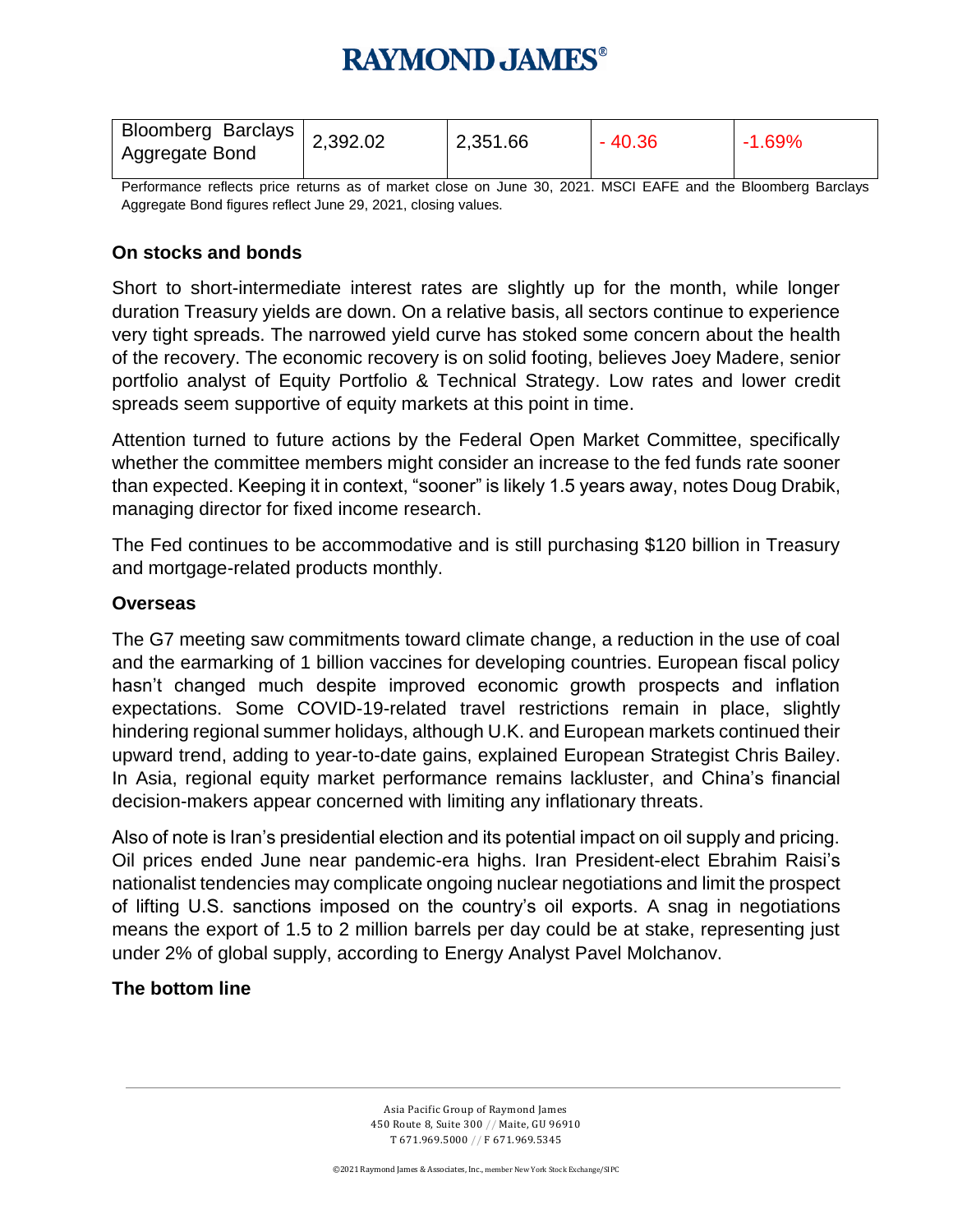| Bloomberg Barclays Aggregate Bond | 2,392.02 | 2,351.66 | - 40.36 | -1.69% |
|---|---|---|---|---|

Performance reflects price returns as of market close on June 30, 2021. MSCI EAFE and the Bloomberg Barclays Aggregate Bond figures reflect June 29, 2021, closing values.

### On stocks and bonds

Short to short-intermediate interest rates are slightly up for the month, while longer duration Treasury yields are down. On a relative basis, all sectors continue to experience very tight spreads. The narrowed yield curve has stoked some concern about the health of the recovery. The economic recovery is on solid footing, believes Joey Madere, senior portfolio analyst of Equity Portfolio & Technical Strategy. Low rates and lower credit spreads seem supportive of equity markets at this point in time.

Attention turned to future actions by the Federal Open Market Committee, specifically whether the committee members might consider an increase to the fed funds rate sooner than expected. Keeping it in context, "sooner" is likely 1.5 years away, notes Doug Drabik, managing director for fixed income research.

The Fed continues to be accommodative and is still purchasing $120 billion in Treasury and mortgage-related products monthly.

### Overseas

The G7 meeting saw commitments toward climate change, a reduction in the use of coal and the earmarking of 1 billion vaccines for developing countries. European fiscal policy hasn't changed much despite improved economic growth prospects and inflation expectations. Some COVID-19-related travel restrictions remain in place, slightly hindering regional summer holidays, although U.K. and European markets continued their upward trend, adding to year-to-date gains, explained European Strategist Chris Bailey. In Asia, regional equity market performance remains lackluster, and China's financial decision-makers appear concerned with limiting any inflationary threats.

Also of note is Iran's presidential election and its potential impact on oil supply and pricing. Oil prices ended June near pandemic-era highs. Iran President-elect Ebrahim Raisi's nationalist tendencies may complicate ongoing nuclear negotiations and limit the prospect of lifting U.S. sanctions imposed on the country's oil exports. A snag in negotiations means the export of 1.5 to 2 million barrels per day could be at stake, representing just under 2% of global supply, according to Energy Analyst Pavel Molchanov.

### The bottom line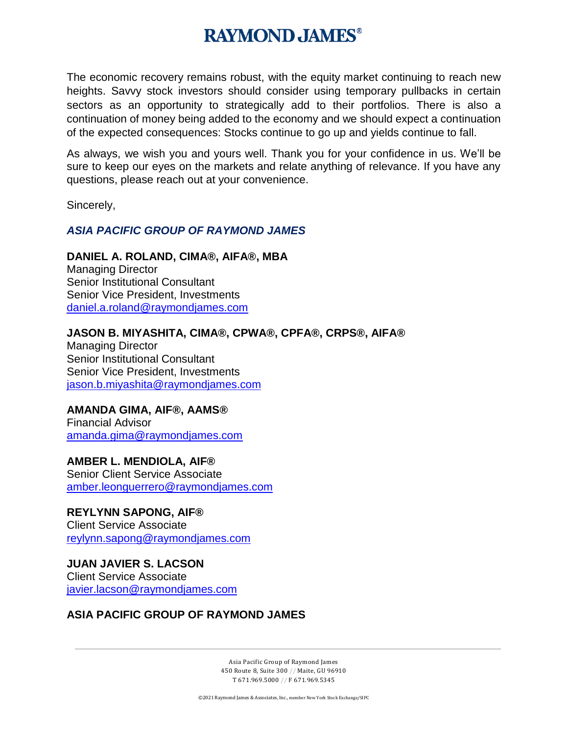The economic recovery remains robust, with the equity market continuing to reach new heights. Savvy stock investors should consider using temporary pullbacks in certain sectors as an opportunity to strategically add to their portfolios. There is also a continuation of money being added to the economy and we should expect a continuation of the expected consequences: Stocks continue to go up and yields continue to fall.

As always, we wish you and yours well. Thank you for your confidence in us. We'll be sure to keep our eyes on the markets and relate anything of relevance. If you have any questions, please reach out at your convenience.

Sincerely,

***ASIA PACIFIC GROUP OF RAYMOND JAMES***

**DANIEL A. ROLAND, CIMA®, AIFA®, MBA**
Managing Director
Senior Institutional Consultant
Senior Vice President, Investments
daniel.a.roland@raymondjames.com

**JASON B. MIYASHITA, CIMA®, CPWA®, CPFA®, CRPS®, AIFA®**
Managing Director
Senior Institutional Consultant
Senior Vice President, Investments
jason.b.miyashita@raymondjames.com

**AMANDA GIMA, AIF®, AAMS®**
Financial Advisor
amanda.gima@raymondjames.com

**AMBER L. MENDIOLA, AIF®**
Senior Client Service Associate
amber.leonguerrero@raymondjames.com

**REYLYNN SAPONG, AIF®**
Client Service Associate
reylynn.sapong@raymondjames.com

**JUAN JAVIER S. LACSON**
Client Service Associate
javier.lacson@raymondjames.com

**ASIA PACIFIC GROUP OF RAYMOND JAMES**

Asia Pacific Group of Raymond James
450 Route 8, Suite 300 // Maite, GU 96910
T 671.969.5000 // F 671.969.5345

©2021 Raymond James & Associates, Inc., member New York Stock Exchange/SIPC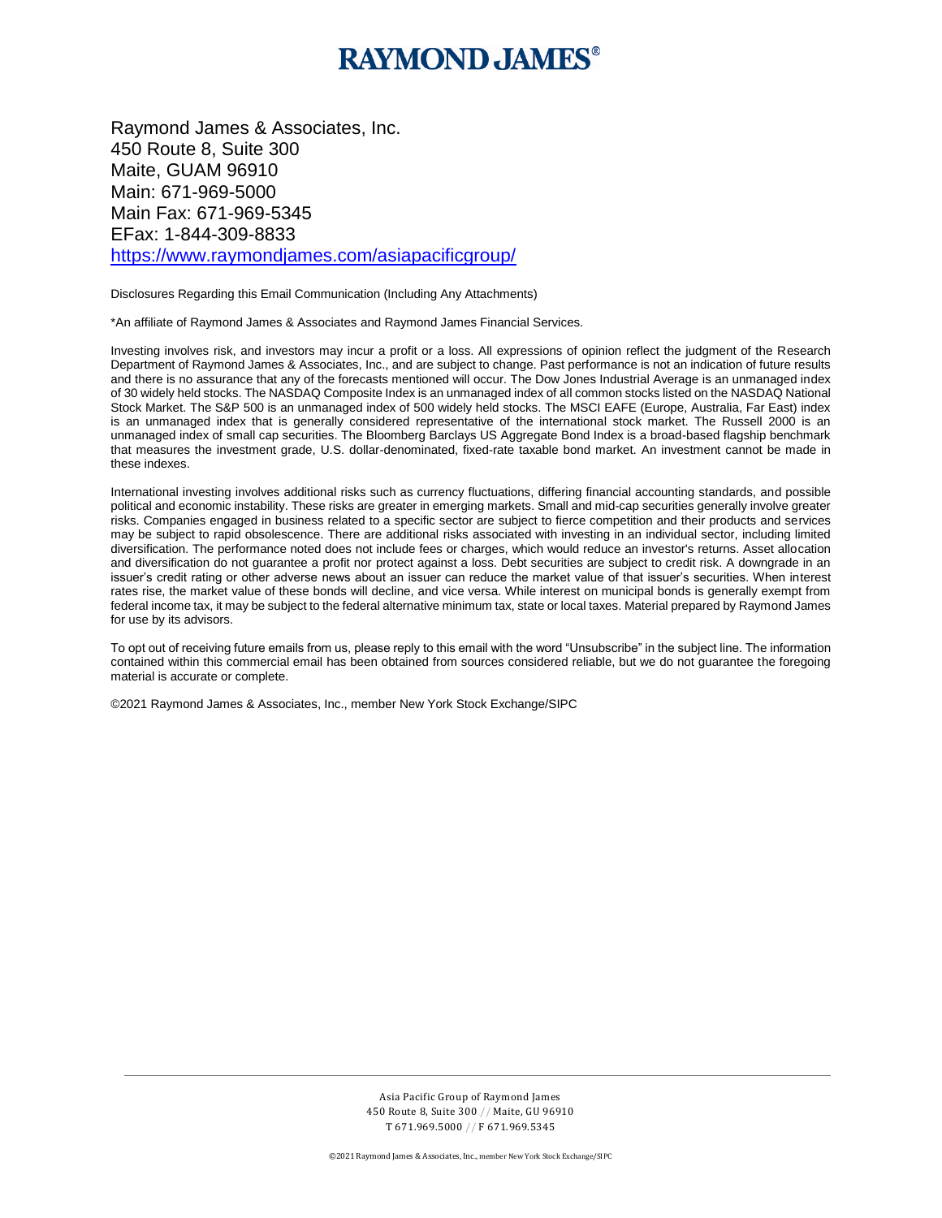# RAYMOND JAMES®

Raymond James & Associates, Inc.
450 Route 8, Suite 300
Maite, GUAM 96910
Main: 671-969-5000
Main Fax: 671-969-5345
EFax: 1-844-309-8833
https://www.raymondjames.com/asiapacificgroup/

Disclosures Regarding this Email Communication (Including Any Attachments)

*An affiliate of Raymond James & Associates and Raymond James Financial Services.

Investing involves risk, and investors may incur a profit or a loss. All expressions of opinion reflect the judgment of the Research Department of Raymond James & Associates, Inc., and are subject to change. Past performance is not an indication of future results and there is no assurance that any of the forecasts mentioned will occur. The Dow Jones Industrial Average is an unmanaged index of 30 widely held stocks. The NASDAQ Composite Index is an unmanaged index of all common stocks listed on the NASDAQ National Stock Market. The S&P 500 is an unmanaged index of 500 widely held stocks. The MSCI EAFE (Europe, Australia, Far East) index is an unmanaged index that is generally considered representative of the international stock market. The Russell 2000 is an unmanaged index of small cap securities. The Bloomberg Barclays US Aggregate Bond Index is a broad-based flagship benchmark that measures the investment grade, U.S. dollar-denominated, fixed-rate taxable bond market. An investment cannot be made in these indexes.

International investing involves additional risks such as currency fluctuations, differing financial accounting standards, and possible political and economic instability. These risks are greater in emerging markets. Small and mid-cap securities generally involve greater risks. Companies engaged in business related to a specific sector are subject to fierce competition and their products and services may be subject to rapid obsolescence. There are additional risks associated with investing in an individual sector, including limited diversification. The performance noted does not include fees or charges, which would reduce an investor's returns. Asset allocation and diversification do not guarantee a profit nor protect against a loss. Debt securities are subject to credit risk. A downgrade in an issuer's credit rating or other adverse news about an issuer can reduce the market value of that issuer's securities. When interest rates rise, the market value of these bonds will decline, and vice versa. While interest on municipal bonds is generally exempt from federal income tax, it may be subject to the federal alternative minimum tax, state or local taxes. Material prepared by Raymond James for use by its advisors.

To opt out of receiving future emails from us, please reply to this email with the word "Unsubscribe" in the subject line. The information contained within this commercial email has been obtained from sources considered reliable, but we do not guarantee the foregoing material is accurate or complete.

©2021 Raymond James & Associates, Inc., member New York Stock Exchange/SIPC